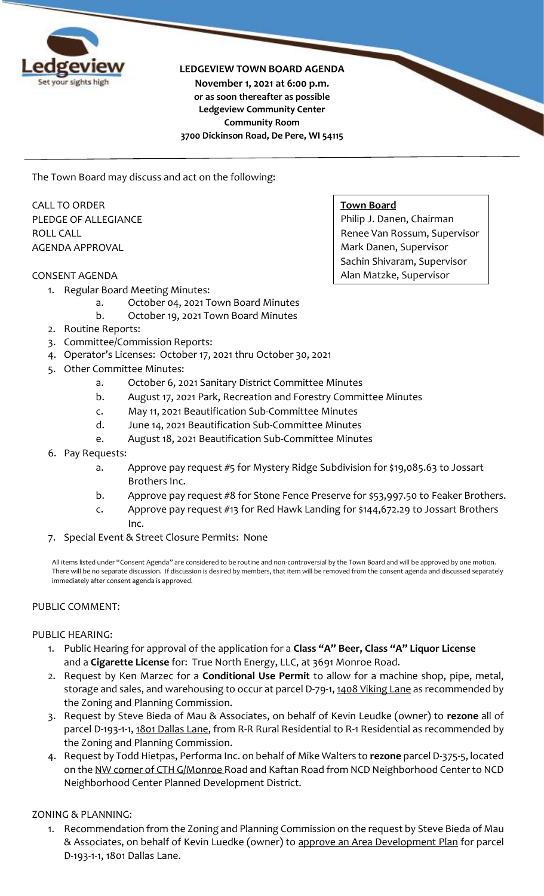**LEDGEVIEW TOWN BOARD AGENDA**
**November 1, 2021 at 6:00 p.m.**
**or as soon thereafter as possible**
**Ledgeview Community Center**
**Community Room**
**3700 Dickinson Road, De Pere, WI 54115**

The Town Board may discuss and act on the following:

**Town Board**
Philip J. Danen, Chairman
Renee Van Rossum, Supervisor
Mark Danen, Supervisor
Sachin Shivaram, Supervisor
Alan Matzke, Supervisor

CALL TO ORDER
PLEDGE OF ALLEGIANCE
ROLL CALL
AGENDA APPROVAL

CONSENT AGENDA

1. Regular Board Meeting Minutes:
   a. October 04, 2021 Town Board Minutes
   b. October 19, 2021 Town Board Minutes
2. Routine Reports:
3. Committee/Commission Reports:
4. Operator's Licenses: October 17, 2021 thru October 30, 2021
5. Other Committee Minutes:
   a. October 6, 2021 Sanitary District Committee Minutes
   b. August 17, 2021 Park, Recreation and Forestry Committee Minutes
   c. May 11, 2021 Beautification Sub-Committee Minutes
   d. June 14, 2021 Beautification Sub-Committee Minutes
   e. August 18, 2021 Beautification Sub-Committee Minutes
6. Pay Requests:
   a. Approve pay request #5 for Mystery Ridge Subdivision for $19,085.63 to Jossart Brothers Inc.
   b. Approve pay request #8 for Stone Fence Preserve for $53,997.50 to Feaker Brothers.
   c. Approve pay request #13 for Red Hawk Landing for $144,672.29 to Jossart Brothers Inc.
7. Special Event & Street Closure Permits: None

All items listed under "Consent Agenda" are considered to be routine and non-controversial by the Town Board and will be approved by one motion. There will be no separate discussion. If discussion is desired by members, that item will be removed from the consent agenda and discussed separately immediately after consent agenda is approved.

PUBLIC COMMENT:

PUBLIC HEARING:

1. Public Hearing for approval of the application for a **Class "A" Beer, Class "A" Liquor License** and a **Cigarette License** for: True North Energy, LLC, at 3691 Monroe Road.
2. Request by Ken Marzec for a **Conditional Use Permit** to allow for a machine shop, pipe, metal, storage and sales, and warehousing to occur at parcel D-79-1, 1408 Viking Lane as recommended by the Zoning and Planning Commission.
3. Request by Steve Bieda of Mau & Associates, on behalf of Kevin Leudke (owner) to **rezone** all of parcel D-193-1-1, 1801 Dallas Lane, from R-R Rural Residential to R-1 Residential as recommended by the Zoning and Planning Commission.
4. Request by Todd Hietpas, Performa Inc. on behalf of Mike Walters to **rezone** parcel D-375-5, located on the NW corner of CTH G/Monroe Road and Kaftan Road from NCD Neighborhood Center to NCD Neighborhood Center Planned Development District.

ZONING & PLANNING:

1. Recommendation from the Zoning and Planning Commission on the request by Steve Bieda of Mau & Associates, on behalf of Kevin Luedke (owner) to approve an Area Development Plan for parcel D-193-1-1, 1801 Dallas Lane.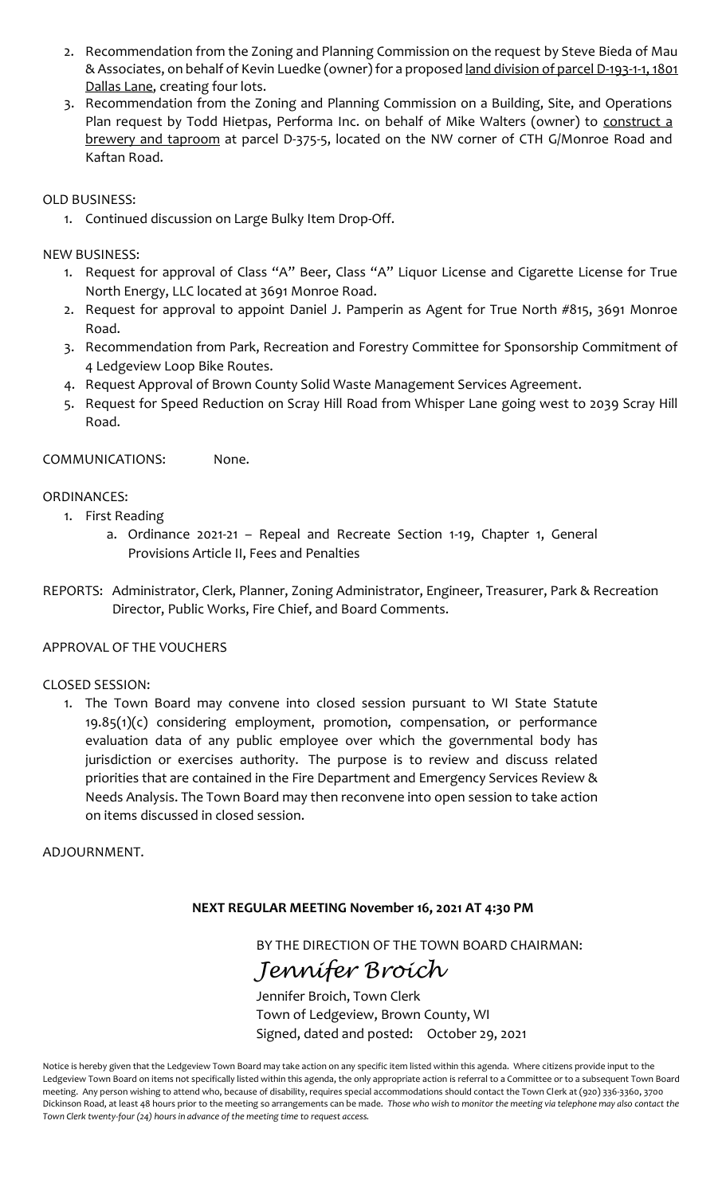2. Recommendation from the Zoning and Planning Commission on the request by Steve Bieda of Mau & Associates, on behalf of Kevin Luedke (owner) for a proposed land division of parcel D-193-1-1, 1801 Dallas Lane, creating four lots.
3. Recommendation from the Zoning and Planning Commission on a Building, Site, and Operations Plan request by Todd Hietpas, Performa Inc. on behalf of Mike Walters (owner) to construct a brewery and taproom at parcel D-375-5, located on the NW corner of CTH G/Monroe Road and Kaftan Road.

OLD BUSINESS:

1. Continued discussion on Large Bulky Item Drop-Off.

NEW BUSINESS:

1. Request for approval of Class "A" Beer, Class "A" Liquor License and Cigarette License for True North Energy, LLC located at 3691 Monroe Road.
2. Request for approval to appoint Daniel J. Pamperin as Agent for True North #815, 3691 Monroe Road.
3. Recommendation from Park, Recreation and Forestry Committee for Sponsorship Commitment of 4 Ledgeview Loop Bike Routes.
4. Request Approval of Brown County Solid Waste Management Services Agreement.
5. Request for Speed Reduction on Scray Hill Road from Whisper Lane going west to 2039 Scray Hill Road.

COMMUNICATIONS: None.

ORDINANCES:

1. First Reading
   a. Ordinance 2021-21 – Repeal and Recreate Section 1-19, Chapter 1, General Provisions Article II, Fees and Penalties

REPORTS: Administrator, Clerk, Planner, Zoning Administrator, Engineer, Treasurer, Park & Recreation Director, Public Works, Fire Chief, and Board Comments.

APPROVAL OF THE VOUCHERS

CLOSED SESSION:

1. The Town Board may convene into closed session pursuant to WI State Statute 19.85(1)(c) considering employment, promotion, compensation, or performance evaluation data of any public employee over which the governmental body has jurisdiction or exercises authority. The purpose is to review and discuss related priorities that are contained in the Fire Department and Emergency Services Review & Needs Analysis. The Town Board may then reconvene into open session to take action on items discussed in closed session.

ADJOURNMENT.

**NEXT REGULAR MEETING November 16, 2021 AT 4:30 PM**

BY THE DIRECTION OF THE TOWN BOARD CHAIRMAN:

*Jennifer Broich*

Jennifer Broich, Town Clerk
Town of Ledgeview, Brown County, WI
Signed, dated and posted: October 29, 2021

Notice is hereby given that the Ledgeview Town Board may take action on any specific item listed within this agenda. Where citizens provide input to the Ledgeview Town Board on items not specifically listed within this agenda, the only appropriate action is referral to a Committee or to a subsequent Town Board meeting. Any person wishing to attend who, because of disability, requires special accommodations should contact the Town Clerk at (920) 336-3360, 3700 Dickinson Road, at least 48 hours prior to the meeting so arrangements can be made. *Those who wish to monitor the meeting via telephone may also contact the Town Clerk twenty-four (24) hours in advance of the meeting time to request access.*